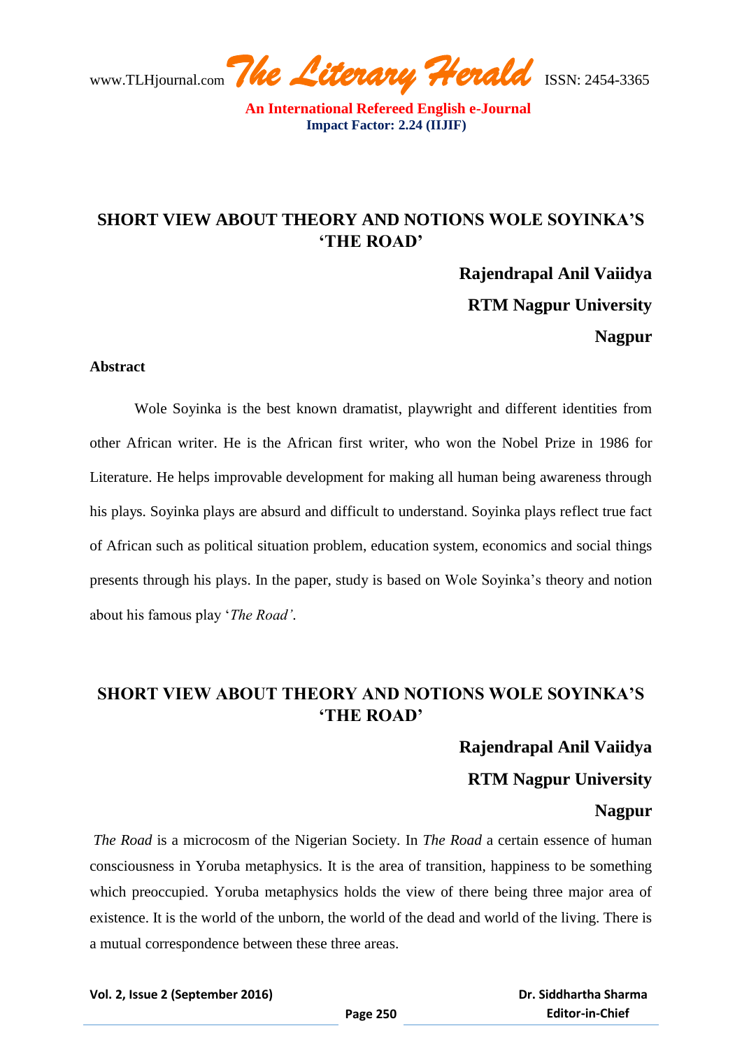# SHORT VIEW ABOUT THEORY AND NOTIONS WOLE SOYINKA'S 'THE ROAD'

**Rajendrapal Anil Vaiidya**

**RTM Nagpur University**

**Nagpur**

**Abstract**

Wole Soyinka is the best known dramatist, playwright and different identities from other African writer. He is the African first writer, who won the Nobel Prize in 1986 for Literature. He helps improvable development for making all human being awareness through his plays. Soyinka plays are absurd and difficult to understand. Soyinka plays reflect true fact of African such as political situation problem, education system, economics and social things presents through his plays. In the paper, study is based on Wole Soyinka's theory and notion about his famous play '*The Road'*.

# SHORT VIEW ABOUT THEORY AND NOTIONS WOLE SOYINKA'S 'THE ROAD'

**Rajendrapal Anil Vaiidya**

**RTM Nagpur University**

**Nagpur**

*The Road* is a microcosm of the Nigerian Society. In *The Road* a certain essence of human consciousness in Yoruba metaphysics. It is the area of transition, happiness to be something which preoccupied. Yoruba metaphysics holds the view of there being three major area of existence. It is the world of the unborn, the world of the dead and world of the living. There is a mutual correspondence between these three areas.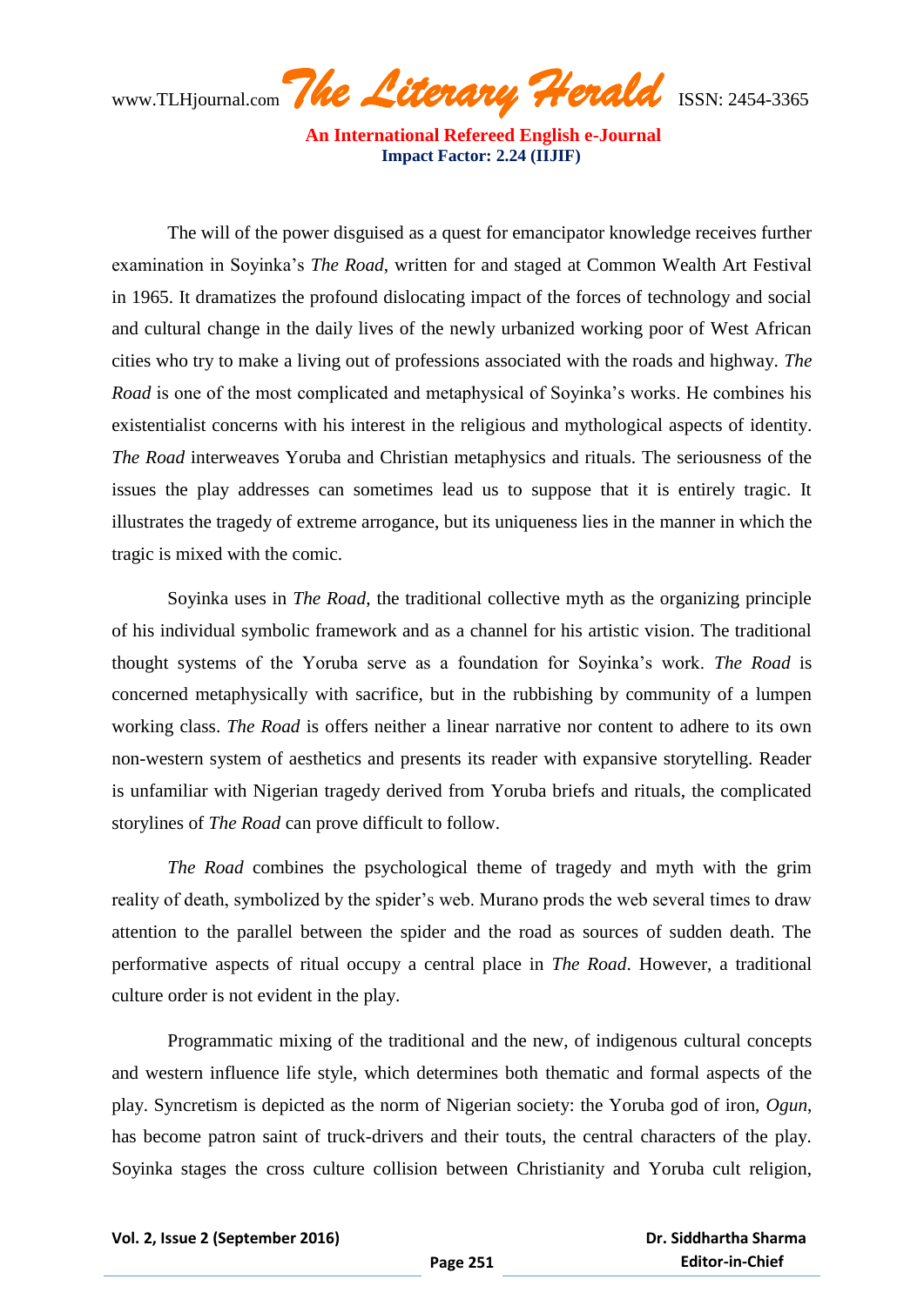The will of the power disguised as a quest for emancipator knowledge receives further examination in Soyinka's *The Road*, written for and staged at Common Wealth Art Festival in 1965. It dramatizes the profound dislocating impact of the forces of technology and social and cultural change in the daily lives of the newly urbanized working poor of West African cities who try to make a living out of professions associated with the roads and highway. *The Road* is one of the most complicated and metaphysical of Soyinka's works. He combines his existentialist concerns with his interest in the religious and mythological aspects of identity. *The Road* interweaves Yoruba and Christian metaphysics and rituals. The seriousness of the issues the play addresses can sometimes lead us to suppose that it is entirely tragic. It illustrates the tragedy of extreme arrogance, but its uniqueness lies in the manner in which the tragic is mixed with the comic.

Soyinka uses in *The Road*, the traditional collective myth as the organizing principle of his individual symbolic framework and as a channel for his artistic vision. The traditional thought systems of the Yoruba serve as a foundation for Soyinka's work. *The Road* is concerned metaphysically with sacrifice, but in the rubbishing by community of a lumpen working class. *The Road* is offers neither a linear narrative nor content to adhere to its own non-western system of aesthetics and presents its reader with expansive storytelling. Reader is unfamiliar with Nigerian tragedy derived from Yoruba briefs and rituals, the complicated storylines of *The Road* can prove difficult to follow.

*The Road* combines the psychological theme of tragedy and myth with the grim reality of death, symbolized by the spider's web. Murano prods the web several times to draw attention to the parallel between the spider and the road as sources of sudden death. The performative aspects of ritual occupy a central place in *The Road*. However, a traditional culture order is not evident in the play.

Programmatic mixing of the traditional and the new, of indigenous cultural concepts and western influence life style, which determines both thematic and formal aspects of the play. Syncretism is depicted as the norm of Nigerian society: the Yoruba god of iron, *Ogun*, has become patron saint of truck-drivers and their touts, the central characters of the play. Soyinka stages the cross culture collision between Christianity and Yoruba cult religion,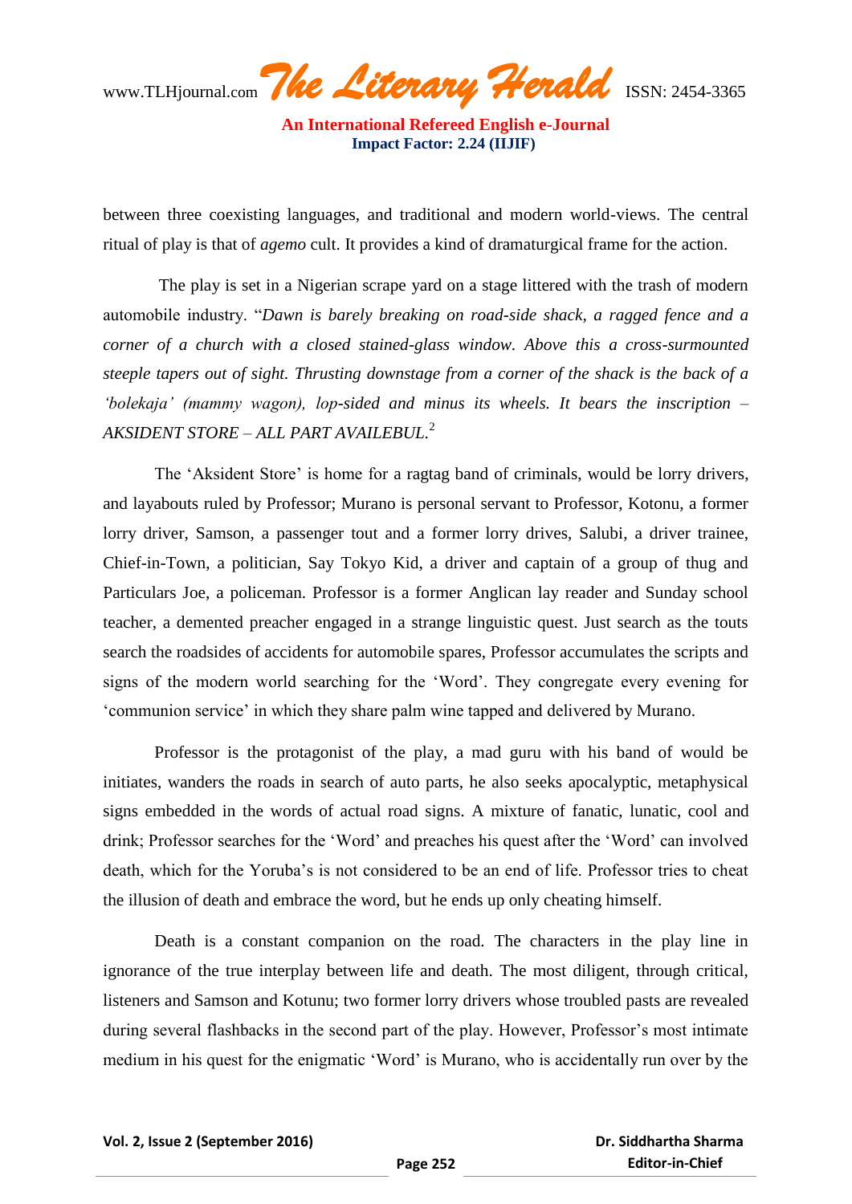between three coexisting languages, and traditional and modern world-views. The central ritual of play is that of *agemo* cult. It provides a kind of dramaturgical frame for the action.

The play is set in a Nigerian scrape yard on a stage littered with the trash of modern automobile industry. "*Dawn is barely breaking on road-side shack, a ragged fence and a corner of a church with a closed stained-glass window. Above this a cross-surmounted steeple tapers out of sight. Thrusting downstage from a corner of the shack is the back of a 'bolekaja' (mammy wagon), lop-sided and minus its wheels. It bears the inscription – AKSIDENT STORE – ALL PART AVAILEBUL.*[2]

The 'Aksident Store' is home for a ragtag band of criminals, would be lorry drivers, and layabouts ruled by Professor; Murano is personal servant to Professor, Kotonu, a former lorry driver, Samson, a passenger tout and a former lorry drives, Salubi, a driver trainee, Chief-in-Town, a politician, Say Tokyo Kid, a driver and captain of a group of thug and Particulars Joe, a policeman. Professor is a former Anglican lay reader and Sunday school teacher, a demented preacher engaged in a strange linguistic quest. Just search as the touts search the roadsides of accidents for automobile spares, Professor accumulates the scripts and signs of the modern world searching for the 'Word'. They congregate every evening for 'communion service' in which they share palm wine tapped and delivered by Murano.

Professor is the protagonist of the play, a mad guru with his band of would be initiates, wanders the roads in search of auto parts, he also seeks apocalyptic, metaphysical signs embedded in the words of actual road signs. A mixture of fanatic, lunatic, cool and drink; Professor searches for the 'Word' and preaches his quest after the 'Word' can involved death, which for the Yoruba's is not considered to be an end of life. Professor tries to cheat the illusion of death and embrace the word, but he ends up only cheating himself.

Death is a constant companion on the road. The characters in the play line in ignorance of the true interplay between life and death. The most diligent, through critical, listeners and Samson and Kotunu; two former lorry drivers whose troubled pasts are revealed during several flashbacks in the second part of the play. However, Professor's most intimate medium in his quest for the enigmatic 'Word' is Murano, who is accidentally run over by the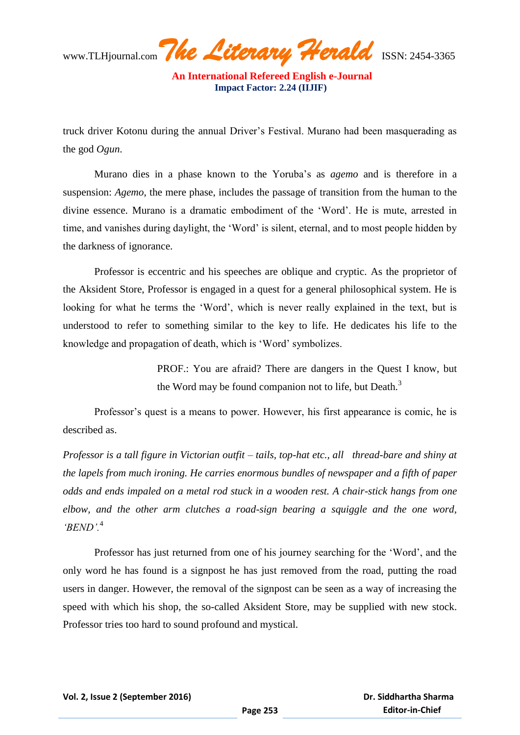truck driver Kotonu during the annual Driver's Festival. Murano had been masquerading as the god *Ogun*.

Murano dies in a phase known to the Yoruba's as *agemo* and is therefore in a suspension: *Agemo*, the mere phase, includes the passage of transition from the human to the divine essence. Murano is a dramatic embodiment of the 'Word'. He is mute, arrested in time, and vanishes during daylight, the 'Word' is silent, eternal, and to most people hidden by the darkness of ignorance.

Professor is eccentric and his speeches are oblique and cryptic. As the proprietor of the Aksident Store, Professor is engaged in a quest for a general philosophical system. He is looking for what he terms the 'Word', which is never really explained in the text, but is understood to refer to something similar to the key to life. He dedicates his life to the knowledge and propagation of death, which is 'Word' symbolizes.

> PROF.: You are afraid? There are dangers in the Quest I know, but the Word may be found companion not to life, but Death.[3]

Professor's quest is a means to power. However, his first appearance is comic, he is described as.

*Professor is a tall figure in Victorian outfit – tails, top-hat etc., all thread-bare and shiny at the lapels from much ironing. He carries enormous bundles of newspaper and a fifth of paper odds and ends impaled on a metal rod stuck in a wooden rest. A chair-stick hangs from one elbow, and the other arm clutches a road-sign bearing a squiggle and the one word, 'BEND'.*[4]

Professor has just returned from one of his journey searching for the 'Word', and the only word he has found is a signpost he has just removed from the road, putting the road users in danger. However, the removal of the signpost can be seen as a way of increasing the speed with which his shop, the so-called Aksident Store, may be supplied with new stock. Professor tries too hard to sound profound and mystical.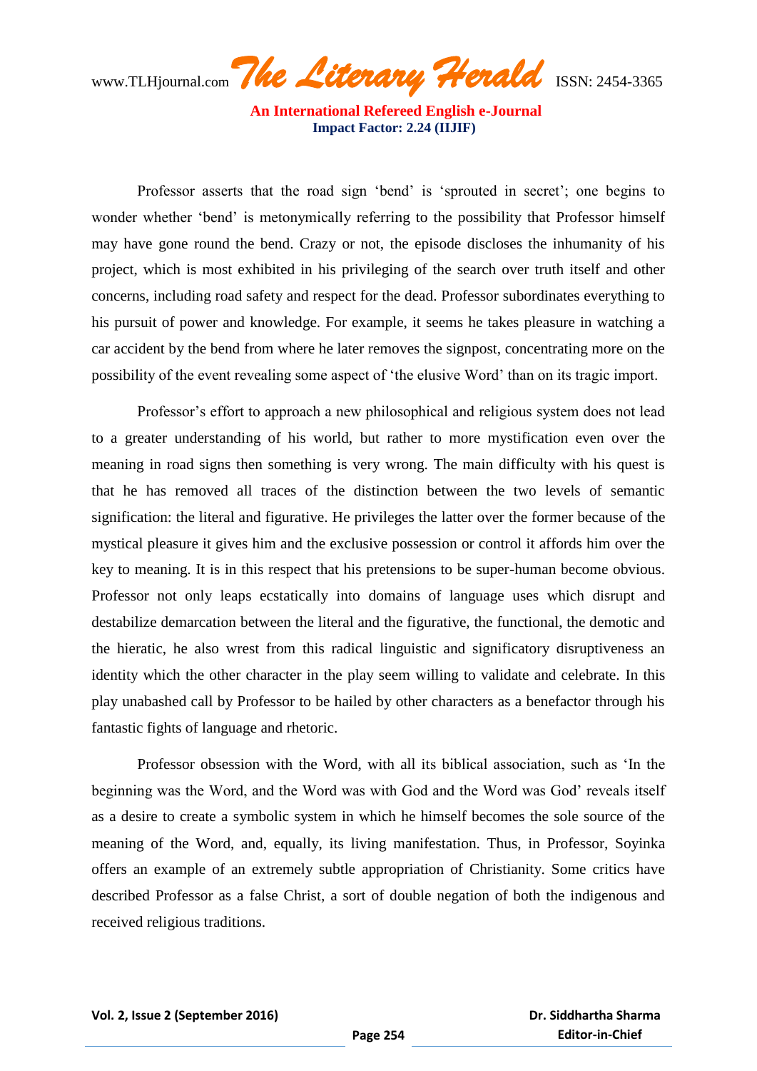Professor asserts that the road sign ‘bend’ is ‘sprouted in secret’; one begins to wonder whether ‘bend’ is metonymically referring to the possibility that Professor himself may have gone round the bend. Crazy or not, the episode discloses the inhumanity of his project, which is most exhibited in his privileging of the search over truth itself and other concerns, including road safety and respect for the dead. Professor subordinates everything to his pursuit of power and knowledge. For example, it seems he takes pleasure in watching a car accident by the bend from where he later removes the signpost, concentrating more on the possibility of the event revealing some aspect of ‘the elusive Word’ than on its tragic import.

Professor’s effort to approach a new philosophical and religious system does not lead to a greater understanding of his world, but rather to more mystification even over the meaning in road signs then something is very wrong. The main difficulty with his quest is that he has removed all traces of the distinction between the two levels of semantic signification: the literal and figurative. He privileges the latter over the former because of the mystical pleasure it gives him and the exclusive possession or control it affords him over the key to meaning. It is in this respect that his pretensions to be super-human become obvious. Professor not only leaps ecstatically into domains of language uses which disrupt and destabilize demarcation between the literal and the figurative, the functional, the demotic and the hieratic, he also wrest from this radical linguistic and significatory disruptiveness an identity which the other character in the play seem willing to validate and celebrate. In this play unabashed call by Professor to be hailed by other characters as a benefactor through his fantastic fights of language and rhetoric.

Professor obsession with the Word, with all its biblical association, such as ‘In the beginning was the Word, and the Word was with God and the Word was God’ reveals itself as a desire to create a symbolic system in which he himself becomes the sole source of the meaning of the Word, and, equally, its living manifestation. Thus, in Professor, Soyinka offers an example of an extremely subtle appropriation of Christianity. Some critics have described Professor as a false Christ, a sort of double negation of both the indigenous and received religious traditions.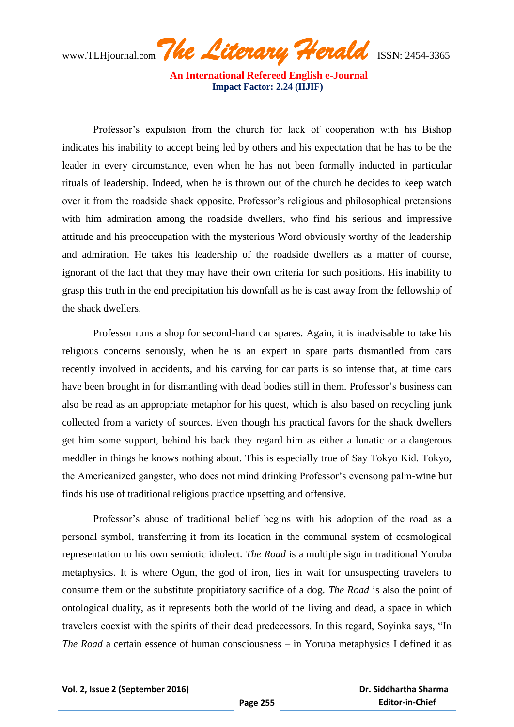Professor's expulsion from the church for lack of cooperation with his Bishop indicates his inability to accept being led by others and his expectation that he has to be the leader in every circumstance, even when he has not been formally inducted in particular rituals of leadership. Indeed, when he is thrown out of the church he decides to keep watch over it from the roadside shack opposite. Professor's religious and philosophical pretensions with him admiration among the roadside dwellers, who find his serious and impressive attitude and his preoccupation with the mysterious Word obviously worthy of the leadership and admiration. He takes his leadership of the roadside dwellers as a matter of course, ignorant of the fact that they may have their own criteria for such positions. His inability to grasp this truth in the end precipitation his downfall as he is cast away from the fellowship of the shack dwellers.

Professor runs a shop for second-hand car spares. Again, it is inadvisable to take his religious concerns seriously, when he is an expert in spare parts dismantled from cars recently involved in accidents, and his carving for car parts is so intense that, at time cars have been brought in for dismantling with dead bodies still in them. Professor's business can also be read as an appropriate metaphor for his quest, which is also based on recycling junk collected from a variety of sources. Even though his practical favors for the shack dwellers get him some support, behind his back they regard him as either a lunatic or a dangerous meddler in things he knows nothing about. This is especially true of Say Tokyo Kid. Tokyo, the Americanized gangster, who does not mind drinking Professor's evensong palm-wine but finds his use of traditional religious practice upsetting and offensive.

Professor's abuse of traditional belief begins with his adoption of the road as a personal symbol, transferring it from its location in the communal system of cosmological representation to his own semiotic idiolect. *The Road* is a multiple sign in traditional Yoruba metaphysics. It is where Ogun, the god of iron, lies in wait for unsuspecting travelers to consume them or the substitute propitiatory sacrifice of a dog. *The Road* is also the point of ontological duality, as it represents both the world of the living and dead, a space in which travelers coexist with the spirits of their dead predecessors. In this regard, Soyinka says, "In *The Road* a certain essence of human consciousness – in Yoruba metaphysics I defined it as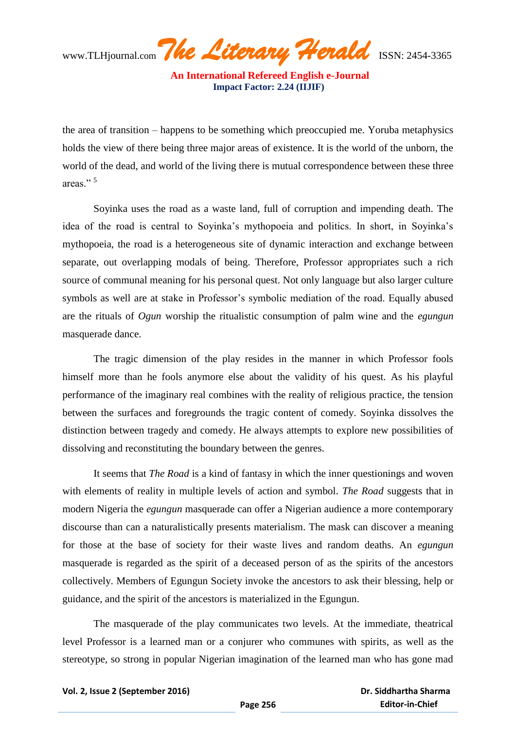the area of transition – happens to be something which preoccupied me. Yoruba metaphysics holds the view of there being three major areas of existence. It is the world of the unborn, the world of the dead, and world of the living there is mutual correspondence between these three areas." [5]

Soyinka uses the road as a waste land, full of corruption and impending death. The idea of the road is central to Soyinka's mythopoeia and politics. In short, in Soyinka's mythopoeia, the road is a heterogeneous site of dynamic interaction and exchange between separate, out overlapping modals of being. Therefore, Professor appropriates such a rich source of communal meaning for his personal quest. Not only language but also larger culture symbols as well are at stake in Professor's symbolic mediation of the road. Equally abused are the rituals of *Ogun* worship the ritualistic consumption of palm wine and the *egungun* masquerade dance.

The tragic dimension of the play resides in the manner in which Professor fools himself more than he fools anymore else about the validity of his quest. As his playful performance of the imaginary real combines with the reality of religious practice, the tension between the surfaces and foregrounds the tragic content of comedy. Soyinka dissolves the distinction between tragedy and comedy. He always attempts to explore new possibilities of dissolving and reconstituting the boundary between the genres.

It seems that *The Road* is a kind of fantasy in which the inner questionings and woven with elements of reality in multiple levels of action and symbol. *The Road* suggests that in modern Nigeria the *egungun* masquerade can offer a Nigerian audience a more contemporary discourse than can a naturalistically presents materialism. The mask can discover a meaning for those at the base of society for their waste lives and random deaths. An *egungun* masquerade is regarded as the spirit of a deceased person of as the spirits of the ancestors collectively. Members of Egungun Society invoke the ancestors to ask their blessing, help or guidance, and the spirit of the ancestors is materialized in the Egungun.

The masquerade of the play communicates two levels. At the immediate, theatrical level Professor is a learned man or a conjurer who communes with spirits, as well as the stereotype, so strong in popular Nigerian imagination of the learned man who has gone mad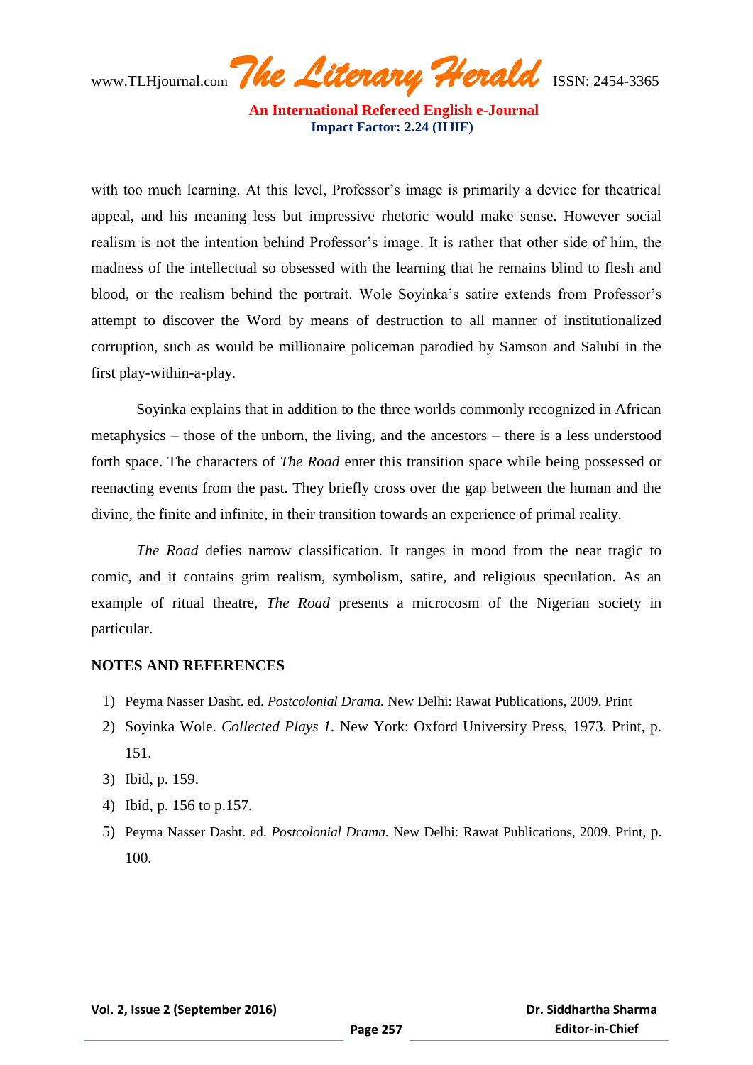with too much learning. At this level, Professor's image is primarily a device for theatrical appeal, and his meaning less but impressive rhetoric would make sense. However social realism is not the intention behind Professor's image. It is rather that other side of him, the madness of the intellectual so obsessed with the learning that he remains blind to flesh and blood, or the realism behind the portrait. Wole Soyinka's satire extends from Professor's attempt to discover the Word by means of destruction to all manner of institutionalized corruption, such as would be millionaire policeman parodied by Samson and Salubi in the first play-within-a-play.

Soyinka explains that in addition to the three worlds commonly recognized in African metaphysics – those of the unborn, the living, and the ancestors – there is a less understood forth space. The characters of *The Road* enter this transition space while being possessed or reenacting events from the past. They briefly cross over the gap between the human and the divine, the finite and infinite, in their transition towards an experience of primal reality.

*The Road* defies narrow classification. It ranges in mood from the near tragic to comic, and it contains grim realism, symbolism, satire, and religious speculation. As an example of ritual theatre, *The Road* presents a microcosm of the Nigerian society in particular.

## NOTES AND REFERENCES

1) Peyma Nasser Dasht. ed. *Postcolonial Drama.* New Delhi: Rawat Publications, 2009. Print
2) Soyinka Wole. *Collected Plays 1.* New York: Oxford University Press, 1973. Print, p. 151.
3) Ibid, p. 159.
4) Ibid, p. 156 to p.157.
5) Peyma Nasser Dasht. ed. *Postcolonial Drama.* New Delhi: Rawat Publications, 2009. Print, p. 100.